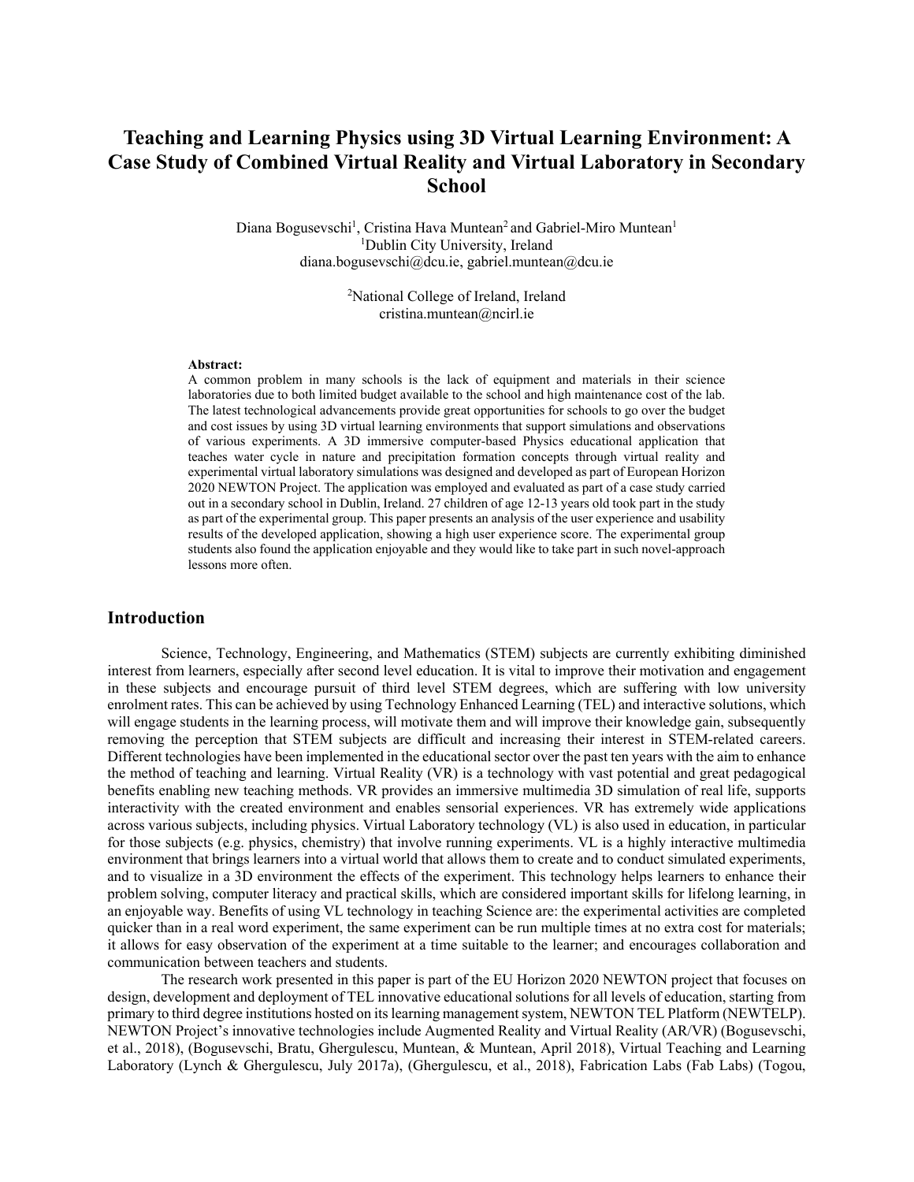# Teaching and Learning Physics using 3D Virtual Learning Environment: A Case Study of Combined Virtual Reality and Virtual Laboratory in Secondary School

Diana Bogusevschi[1], Cristina Hava Muntean[2] and Gabriel-Miro Muntean[1]
[1]Dublin City University, Ireland
diana.bogusevschi@dcu.ie, gabriel.muntean@dcu.ie

[2]National College of Ireland, Ireland
cristina.muntean@ncirl.ie

**Abstract:**
A common problem in many schools is the lack of equipment and materials in their science laboratories due to both limited budget available to the school and high maintenance cost of the lab. The latest technological advancements provide great opportunities for schools to go over the budget and cost issues by using 3D virtual learning environments that support simulations and observations of various experiments. A 3D immersive computer-based Physics educational application that teaches water cycle in nature and precipitation formation concepts through virtual reality and experimental virtual laboratory simulations was designed and developed as part of European Horizon 2020 NEWTON Project. The application was employed and evaluated as part of a case study carried out in a secondary school in Dublin, Ireland. 27 children of age 12-13 years old took part in the study as part of the experimental group. This paper presents an analysis of the user experience and usability results of the developed application, showing a high user experience score. The experimental group students also found the application enjoyable and they would like to take part in such novel-approach lessons more often.

## Introduction

Science, Technology, Engineering, and Mathematics (STEM) subjects are currently exhibiting diminished interest from learners, especially after second level education. It is vital to improve their motivation and engagement in these subjects and encourage pursuit of third level STEM degrees, which are suffering with low university enrolment rates. This can be achieved by using Technology Enhanced Learning (TEL) and interactive solutions, which will engage students in the learning process, will motivate them and will improve their knowledge gain, subsequently removing the perception that STEM subjects are difficult and increasing their interest in STEM-related careers. Different technologies have been implemented in the educational sector over the past ten years with the aim to enhance the method of teaching and learning. Virtual Reality (VR) is a technology with vast potential and great pedagogical benefits enabling new teaching methods. VR provides an immersive multimedia 3D simulation of real life, supports interactivity with the created environment and enables sensorial experiences. VR has extremely wide applications across various subjects, including physics. Virtual Laboratory technology (VL) is also used in education, in particular for those subjects (e.g. physics, chemistry) that involve running experiments. VL is a highly interactive multimedia environment that brings learners into a virtual world that allows them to create and to conduct simulated experiments, and to visualize in a 3D environment the effects of the experiment. This technology helps learners to enhance their problem solving, computer literacy and practical skills, which are considered important skills for lifelong learning, in an enjoyable way. Benefits of using VL technology in teaching Science are: the experimental activities are completed quicker than in a real word experiment, the same experiment can be run multiple times at no extra cost for materials; it allows for easy observation of the experiment at a time suitable to the learner; and encourages collaboration and communication between teachers and students.

The research work presented in this paper is part of the EU Horizon 2020 NEWTON project that focuses on design, development and deployment of TEL innovative educational solutions for all levels of education, starting from primary to third degree institutions hosted on its learning management system, NEWTON TEL Platform (NEWTELP). NEWTON Project's innovative technologies include Augmented Reality and Virtual Reality (AR/VR) (Bogusevschi, et al., 2018), (Bogusevschi, Bratu, Ghergulescu, Muntean, & Muntean, April 2018), Virtual Teaching and Learning Laboratory (Lynch & Ghergulescu, July 2017a), (Ghergulescu, et al., 2018), Fabrication Labs (Fab Labs) (Togou,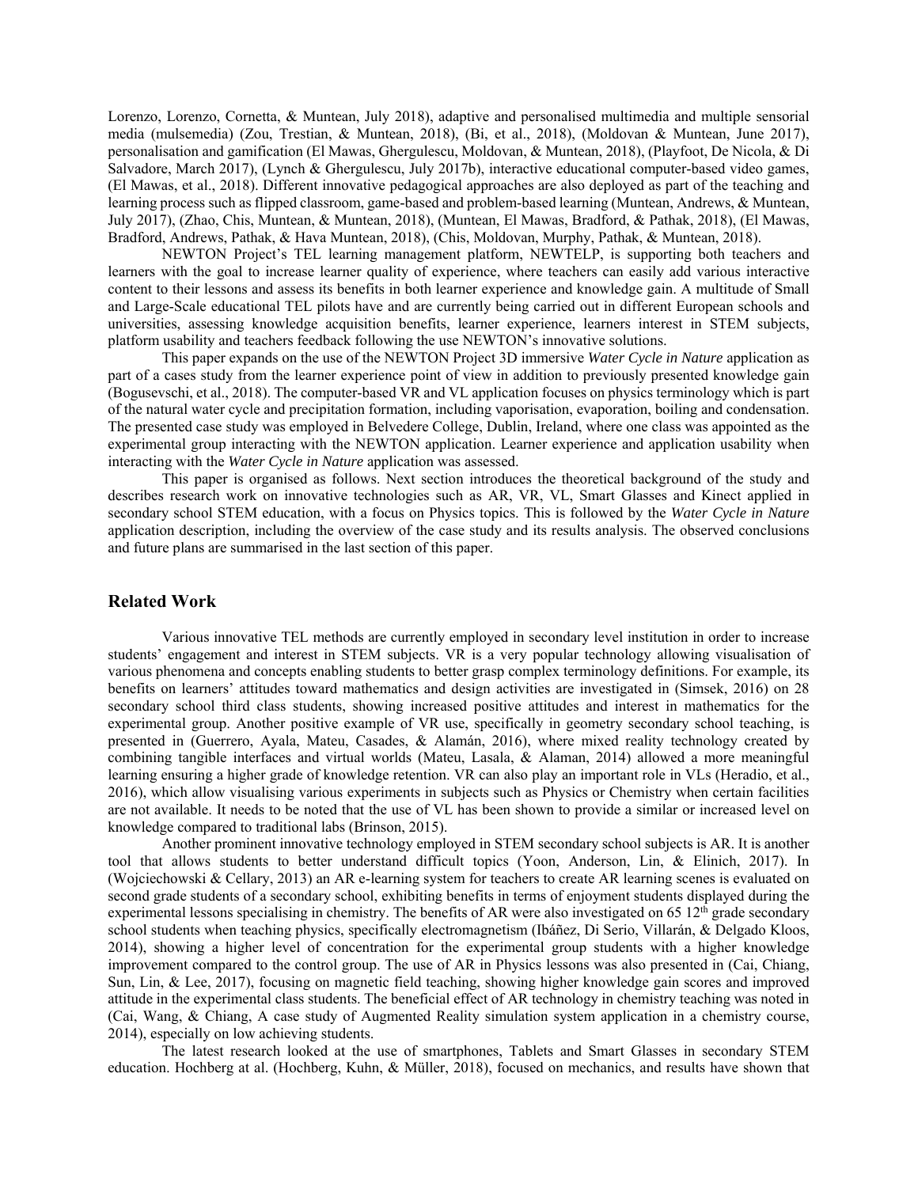Lorenzo, Lorenzo, Cornetta, & Muntean, July 2018), adaptive and personalised multimedia and multiple sensorial media (mulsemedia) (Zou, Trestian, & Muntean, 2018), (Bi, et al., 2018), (Moldovan & Muntean, June 2017), personalisation and gamification (El Mawas, Ghergulescu, Moldovan, & Muntean, 2018), (Playfoot, De Nicola, & Di Salvadore, March 2017), (Lynch & Ghergulescu, July 2017b), interactive educational computer-based video games, (El Mawas, et al., 2018). Different innovative pedagogical approaches are also deployed as part of the teaching and learning process such as flipped classroom, game-based and problem-based learning (Muntean, Andrews, & Muntean, July 2017), (Zhao, Chis, Muntean, & Muntean, 2018), (Muntean, El Mawas, Bradford, & Pathak, 2018), (El Mawas, Bradford, Andrews, Pathak, & Hava Muntean, 2018), (Chis, Moldovan, Murphy, Pathak, & Muntean, 2018).

NEWTON Project's TEL learning management platform, NEWTELP, is supporting both teachers and learners with the goal to increase learner quality of experience, where teachers can easily add various interactive content to their lessons and assess its benefits in both learner experience and knowledge gain. A multitude of Small and Large-Scale educational TEL pilots have and are currently being carried out in different European schools and universities, assessing knowledge acquisition benefits, learner experience, learners interest in STEM subjects, platform usability and teachers feedback following the use NEWTON's innovative solutions.

This paper expands on the use of the NEWTON Project 3D immersive *Water Cycle in Nature* application as part of a cases study from the learner experience point of view in addition to previously presented knowledge gain (Bogusevschi, et al., 2018). The computer-based VR and VL application focuses on physics terminology which is part of the natural water cycle and precipitation formation, including vaporisation, evaporation, boiling and condensation. The presented case study was employed in Belvedere College, Dublin, Ireland, where one class was appointed as the experimental group interacting with the NEWTON application. Learner experience and application usability when interacting with the *Water Cycle in Nature* application was assessed.

This paper is organised as follows. Next section introduces the theoretical background of the study and describes research work on innovative technologies such as AR, VR, VL, Smart Glasses and Kinect applied in secondary school STEM education, with a focus on Physics topics. This is followed by the *Water Cycle in Nature* application description, including the overview of the case study and its results analysis. The observed conclusions and future plans are summarised in the last section of this paper.

## Related Work

Various innovative TEL methods are currently employed in secondary level institution in order to increase students' engagement and interest in STEM subjects. VR is a very popular technology allowing visualisation of various phenomena and concepts enabling students to better grasp complex terminology definitions. For example, its benefits on learners' attitudes toward mathematics and design activities are investigated in (Simsek, 2016) on 28 secondary school third class students, showing increased positive attitudes and interest in mathematics for the experimental group. Another positive example of VR use, specifically in geometry secondary school teaching, is presented in (Guerrero, Ayala, Mateu, Casades, & Alamán, 2016), where mixed reality technology created by combining tangible interfaces and virtual worlds (Mateu, Lasala, & Alaman, 2014) allowed a more meaningful learning ensuring a higher grade of knowledge retention. VR can also play an important role in VLs (Heradio, et al., 2016), which allow visualising various experiments in subjects such as Physics or Chemistry when certain facilities are not available. It needs to be noted that the use of VL has been shown to provide a similar or increased level on knowledge compared to traditional labs (Brinson, 2015).

Another prominent innovative technology employed in STEM secondary school subjects is AR. It is another tool that allows students to better understand difficult topics (Yoon, Anderson, Lin, & Elinich, 2017). In (Wojciechowski & Cellary, 2013) an AR e-learning system for teachers to create AR learning scenes is evaluated on second grade students of a secondary school, exhibiting benefits in terms of enjoyment students displayed during the experimental lessons specialising in chemistry. The benefits of AR were also investigated on 65 12th grade secondary school students when teaching physics, specifically electromagnetism (Ibáñez, Di Serio, Villarán, & Delgado Kloos, 2014), showing a higher level of concentration for the experimental group students with a higher knowledge improvement compared to the control group. The use of AR in Physics lessons was also presented in (Cai, Chiang, Sun, Lin, & Lee, 2017), focusing on magnetic field teaching, showing higher knowledge gain scores and improved attitude in the experimental class students. The beneficial effect of AR technology in chemistry teaching was noted in (Cai, Wang, & Chiang, A case study of Augmented Reality simulation system application in a chemistry course, 2014), especially on low achieving students.

The latest research looked at the use of smartphones, Tablets and Smart Glasses in secondary STEM education. Hochberg at al. (Hochberg, Kuhn, & Müller, 2018), focused on mechanics, and results have shown that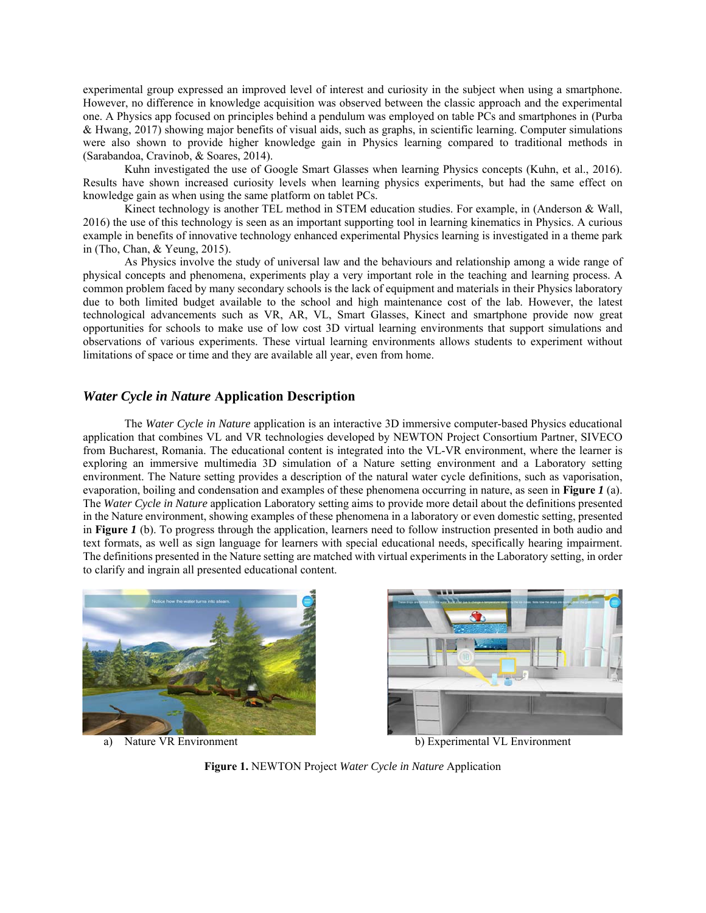experimental group expressed an improved level of interest and curiosity in the subject when using a smartphone. However, no difference in knowledge acquisition was observed between the classic approach and the experimental one. A Physics app focused on principles behind a pendulum was employed on table PCs and smartphones in (Purba & Hwang, 2017) showing major benefits of visual aids, such as graphs, in scientific learning. Computer simulations were also shown to provide higher knowledge gain in Physics learning compared to traditional methods in (Sarabandoa, Cravinob, & Soares, 2014).

Kuhn investigated the use of Google Smart Glasses when learning Physics concepts (Kuhn, et al., 2016). Results have shown increased curiosity levels when learning physics experiments, but had the same effect on knowledge gain as when using the same platform on tablet PCs.

Kinect technology is another TEL method in STEM education studies. For example, in (Anderson & Wall, 2016) the use of this technology is seen as an important supporting tool in learning kinematics in Physics. A curious example in benefits of innovative technology enhanced experimental Physics learning is investigated in a theme park in (Tho, Chan, & Yeung, 2015).

As Physics involve the study of universal law and the behaviours and relationship among a wide range of physical concepts and phenomena, experiments play a very important role in the teaching and learning process. A common problem faced by many secondary schools is the lack of equipment and materials in their Physics laboratory due to both limited budget available to the school and high maintenance cost of the lab. However, the latest technological advancements such as VR, AR, VL, Smart Glasses, Kinect and smartphone provide now great opportunities for schools to make use of low cost 3D virtual learning environments that support simulations and observations of various experiments. These virtual learning environments allows students to experiment without limitations of space or time and they are available all year, even from home.

## *Water Cycle in Nature* Application Description

The *Water Cycle in Nature* application is an interactive 3D immersive computer-based Physics educational application that combines VL and VR technologies developed by NEWTON Project Consortium Partner, SIVECO from Bucharest, Romania. The educational content is integrated into the VL-VR environment, where the learner is exploring an immersive multimedia 3D simulation of a Nature setting environment and a Laboratory setting environment. The Nature setting provides a description of the natural water cycle definitions, such as vaporisation, evaporation, boiling and condensation and examples of these phenomena occurring in nature, as seen in **Figure *1*** (a). The *Water Cycle in Nature* application Laboratory setting aims to provide more detail about the definitions presented in the Nature environment, showing examples of these phenomena in a laboratory or even domestic setting, presented in **Figure *1*** (b). To progress through the application, learners need to follow instruction presented in both audio and text formats, as well as sign language for learners with special educational needs, specifically hearing impairment. The definitions presented in the Nature setting are matched with virtual experiments in the Laboratory setting, in order to clarify and ingrain all presented educational content.

a) Nature VR Environment

b) Experimental VL Environment

**Figure 1.** NEWTON Project *Water Cycle in Nature* Application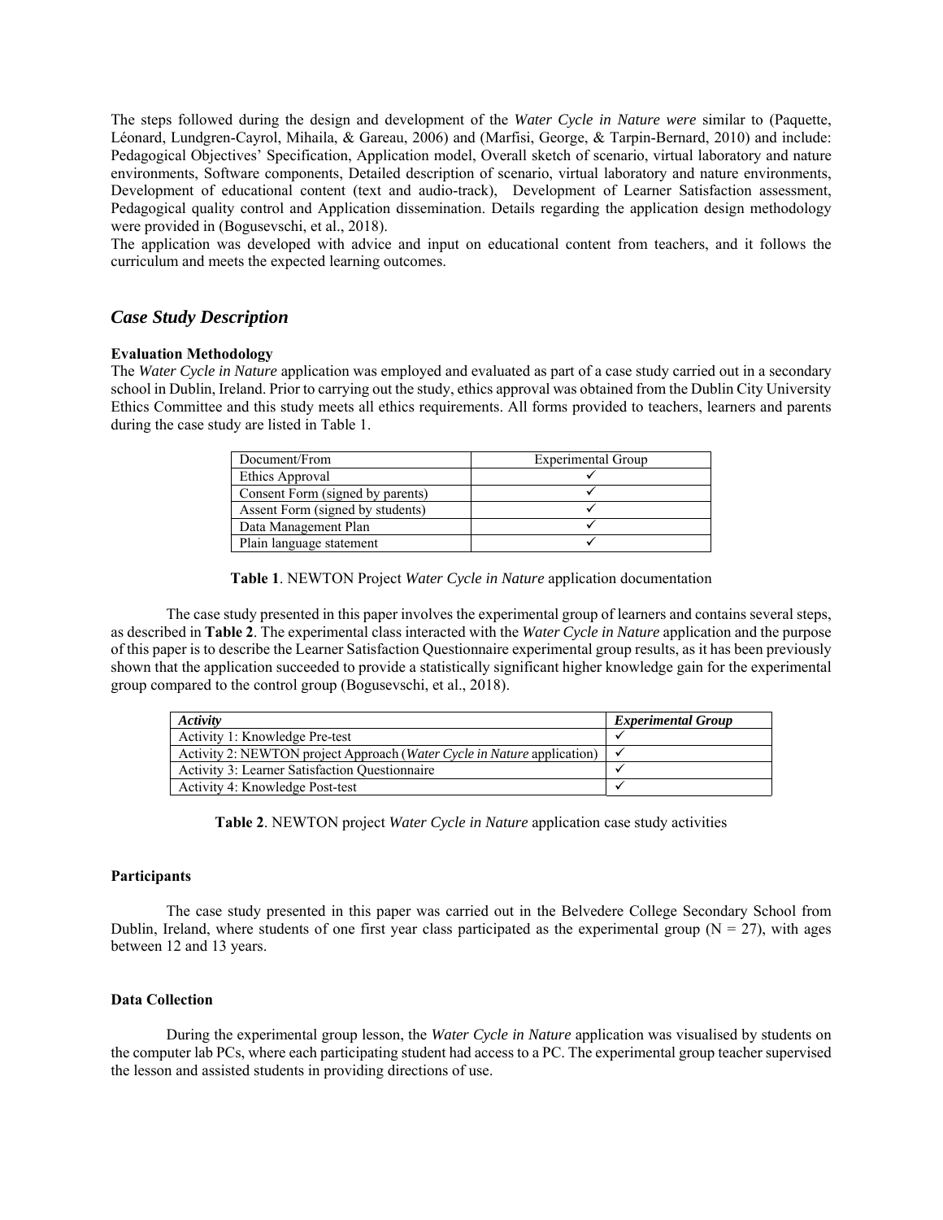The steps followed during the design and development of the *Water Cycle in Nature were* similar to (Paquette, Léonard, Lundgren-Cayrol, Mihaila, & Gareau, 2006) and (Marfisi, George, & Tarpin-Bernard, 2010) and include: Pedagogical Objectives' Specification, Application model, Overall sketch of scenario, virtual laboratory and nature environments, Software components, Detailed description of scenario, virtual laboratory and nature environments, Development of educational content (text and audio-track), Development of Learner Satisfaction assessment, Pedagogical quality control and Application dissemination. Details regarding the application design methodology were provided in (Bogusevschi, et al., 2018).

The application was developed with advice and input on educational content from teachers, and it follows the curriculum and meets the expected learning outcomes.

## *Case Study Description*

**Evaluation Methodology**

The *Water Cycle in Nature* application was employed and evaluated as part of a case study carried out in a secondary school in Dublin, Ireland. Prior to carrying out the study, ethics approval was obtained from the Dublin City University Ethics Committee and this study meets all ethics requirements. All forms provided to teachers, learners and parents during the case study are listed in Table 1.

| Document/From | Experimental Group |
|---|---|
| Ethics Approval | ✓ |
| Consent Form (signed by parents) | ✓ |
| Assent Form (signed by students) | ✓ |
| Data Management Plan | ✓ |
| Plain language statement | ✓ |

**Table 1**. NEWTON Project *Water Cycle in Nature* application documentation

The case study presented in this paper involves the experimental group of learners and contains several steps, as described in **Table 2**. The experimental class interacted with the *Water Cycle in Nature* application and the purpose of this paper is to describe the Learner Satisfaction Questionnaire experimental group results, as it has been previously shown that the application succeeded to provide a statistically significant higher knowledge gain for the experimental group compared to the control group (Bogusevschi, et al., 2018).

| *Activity* | *Experimental Group* |
|---|---|
| Activity 1: Knowledge Pre-test | ✓ |
| Activity 2: NEWTON project Approach (*Water Cycle in Nature* application) | ✓ |
| Activity 3: Learner Satisfaction Questionnaire | ✓ |
| Activity 4: Knowledge Post-test | ✓ |

**Table 2**. NEWTON project *Water Cycle in Nature* application case study activities

**Participants**

The case study presented in this paper was carried out in the Belvedere College Secondary School from Dublin, Ireland, where students of one first year class participated as the experimental group (N = 27), with ages between 12 and 13 years.

**Data Collection**

During the experimental group lesson, the *Water Cycle in Nature* application was visualised by students on the computer lab PCs, where each participating student had access to a PC. The experimental group teacher supervised the lesson and assisted students in providing directions of use.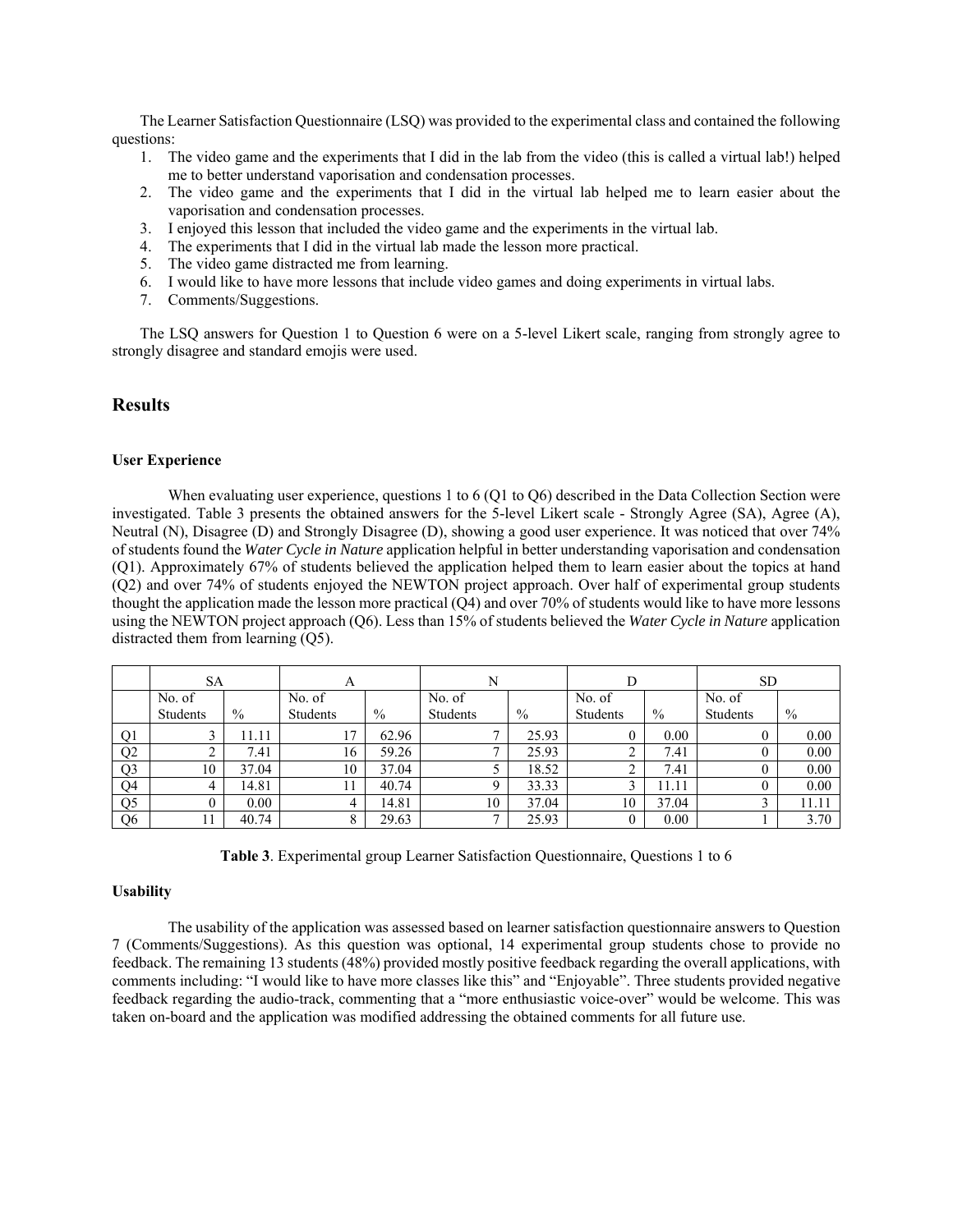The Learner Satisfaction Questionnaire (LSQ) was provided to the experimental class and contained the following questions:

1. The video game and the experiments that I did in the lab from the video (this is called a virtual lab!) helped me to better understand vaporisation and condensation processes.
2. The video game and the experiments that I did in the virtual lab helped me to learn easier about the vaporisation and condensation processes.
3. I enjoyed this lesson that included the video game and the experiments in the virtual lab.
4. The experiments that I did in the virtual lab made the lesson more practical.
5. The video game distracted me from learning.
6. I would like to have more lessons that include video games and doing experiments in virtual labs.
7. Comments/Suggestions.

The LSQ answers for Question 1 to Question 6 were on a 5-level Likert scale, ranging from strongly agree to strongly disagree and standard emojis were used.

## Results

### User Experience

When evaluating user experience, questions 1 to 6 (Q1 to Q6) described in the Data Collection Section were investigated. Table 3 presents the obtained answers for the 5-level Likert scale - Strongly Agree (SA), Agree (A), Neutral (N), Disagree (D) and Strongly Disagree (D), showing a good user experience. It was noticed that over 74% of students found the *Water Cycle in Nature* application helpful in better understanding vaporisation and condensation (Q1). Approximately 67% of students believed the application helped them to learn easier about the topics at hand (Q2) and over 74% of students enjoyed the NEWTON project approach. Over half of experimental group students thought the application made the lesson more practical (Q4) and over 70% of students would like to have more lessons using the NEWTON project approach (Q6). Less than 15% of students believed the *Water Cycle in Nature* application distracted them from learning (Q5).

| | SA | | A | | N | | D | | SD | |
|---|---|---|---|---|---|---|---|---|---|---|
| | No. of Students | % | No. of Students | % | No. of Students | % | No. of Students | % | No. of Students | % |
| Q1 | 3 | 11.11 | 17 | 62.96 | 7 | 25.93 | 0 | 0.00 | 0 | 0.00 |
| Q2 | 2 | 7.41 | 16 | 59.26 | 7 | 25.93 | 2 | 7.41 | 0 | 0.00 |
| Q3 | 10 | 37.04 | 10 | 37.04 | 5 | 18.52 | 2 | 7.41 | 0 | 0.00 |
| Q4 | 4 | 14.81 | 11 | 40.74 | 9 | 33.33 | 3 | 11.11 | 0 | 0.00 |
| Q5 | 0 | 0.00 | 4 | 14.81 | 10 | 37.04 | 10 | 37.04 | 3 | 11.11 |
| Q6 | 11 | 40.74 | 8 | 29.63 | 7 | 25.93 | 0 | 0.00 | 1 | 3.70 |

**Table 3**. Experimental group Learner Satisfaction Questionnaire, Questions 1 to 6

### Usability

The usability of the application was assessed based on learner satisfaction questionnaire answers to Question 7 (Comments/Suggestions). As this question was optional, 14 experimental group students chose to provide no feedback. The remaining 13 students (48%) provided mostly positive feedback regarding the overall applications, with comments including: "I would like to have more classes like this" and "Enjoyable". Three students provided negative feedback regarding the audio-track, commenting that a "more enthusiastic voice-over" would be welcome. This was taken on-board and the application was modified addressing the obtained comments for all future use.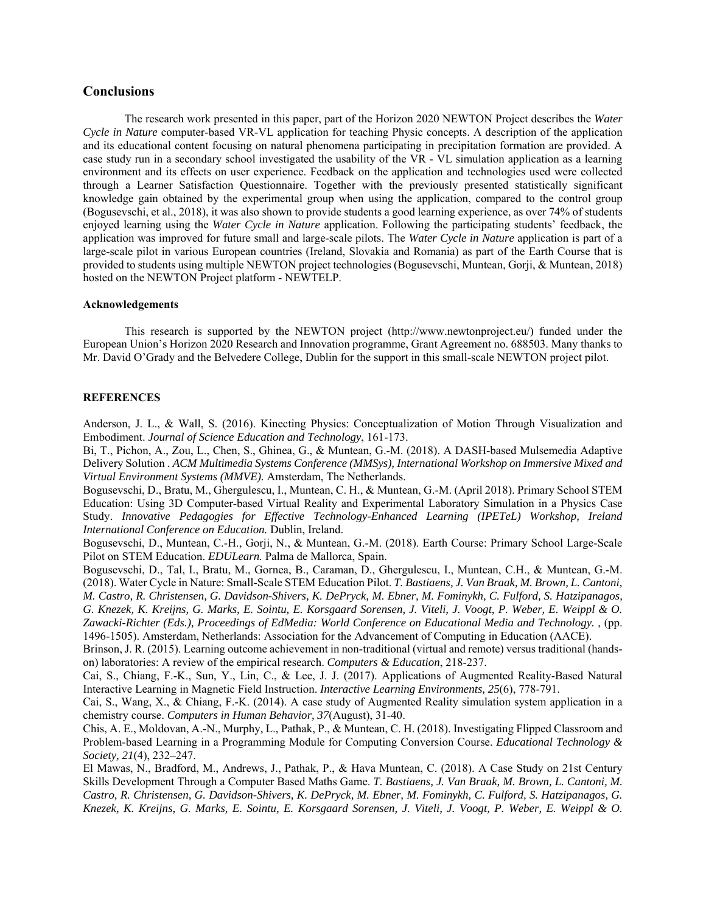## Conclusions

The research work presented in this paper, part of the Horizon 2020 NEWTON Project describes the *Water Cycle in Nature* computer-based VR-VL application for teaching Physic concepts. A description of the application and its educational content focusing on natural phenomena participating in precipitation formation are provided. A case study run in a secondary school investigated the usability of the VR - VL simulation application as a learning environment and its effects on user experience. Feedback on the application and technologies used were collected through a Learner Satisfaction Questionnaire. Together with the previously presented statistically significant knowledge gain obtained by the experimental group when using the application, compared to the control group (Bogusevschi, et al., 2018), it was also shown to provide students a good learning experience, as over 74% of students enjoyed learning using the *Water Cycle in Nature* application. Following the participating students' feedback, the application was improved for future small and large-scale pilots. The *Water Cycle in Nature* application is part of a large-scale pilot in various European countries (Ireland, Slovakia and Romania) as part of the Earth Course that is provided to students using multiple NEWTON project technologies (Bogusevschi, Muntean, Gorji, & Muntean, 2018) hosted on the NEWTON Project platform - NEWTELP.

#### Acknowledgements

This research is supported by the NEWTON project (http://www.newtonproject.eu/) funded under the European Union's Horizon 2020 Research and Innovation programme, Grant Agreement no. 688503. Many thanks to Mr. David O'Grady and the Belvedere College, Dublin for the support in this small-scale NEWTON project pilot.

#### REFERENCES

Anderson, J. L., & Wall, S. (2016). Kinecting Physics: Conceptualization of Motion Through Visualization and Embodiment. *Journal of Science Education and Technology*, 161-173.

Bi, T., Pichon, A., Zou, L., Chen, S., Ghinea, G., & Muntean, G.-M. (2018). A DASH-based Mulsemedia Adaptive Delivery Solution . *ACM Multimedia Systems Conference (MMSys), International Workshop on Immersive Mixed and Virtual Environment Systems (MMVE).* Amsterdam, The Netherlands.

Bogusevschi, D., Bratu, M., Ghergulescu, I., Muntean, C. H., & Muntean, G.-M. (April 2018). Primary School STEM Education: Using 3D Computer-based Virtual Reality and Experimental Laboratory Simulation in a Physics Case Study. *Innovative Pedagogies for Effective Technology-Enhanced Learning (IPETeL) Workshop, Ireland International Conference on Education.* Dublin, Ireland.

Bogusevschi, D., Muntean, C.-H., Gorji, N., & Muntean, G.-M. (2018). Earth Course: Primary School Large-Scale Pilot on STEM Education. *EDULearn.* Palma de Mallorca, Spain.

Bogusevschi, D., Tal, I., Bratu, M., Gornea, B., Caraman, D., Ghergulescu, I., Muntean, C.H., & Muntean, G.-M. (2018). Water Cycle in Nature: Small-Scale STEM Education Pilot. *T. Bastiaens, J. Van Braak, M. Brown, L. Cantoni, M. Castro, R. Christensen, G. Davidson-Shivers, K. DePryck, M. Ebner, M. Fominykh, C. Fulford, S. Hatzipanagos, G. Knezek, K. Kreijns, G. Marks, E. Sointu, E. Korsgaard Sorensen, J. Viteli, J. Voogt, P. Weber, E. Weippl & O. Zawacki-Richter (Eds.), Proceedings of EdMedia: World Conference on Educational Media and Technology.* , (pp. 1496-1505). Amsterdam, Netherlands: Association for the Advancement of Computing in Education (AACE).

Brinson, J. R. (2015). Learning outcome achievement in non-traditional (virtual and remote) versus traditional (hands-on) laboratories: A review of the empirical research. *Computers & Education*, 218-237.

Cai, S., Chiang, F.-K., Sun, Y., Lin, C., & Lee, J. J. (2017). Applications of Augmented Reality-Based Natural Interactive Learning in Magnetic Field Instruction. *Interactive Learning Environments, 25*(6), 778-791.

Cai, S., Wang, X., & Chiang, F.-K. (2014). A case study of Augmented Reality simulation system application in a chemistry course. *Computers in Human Behavior, 37*(August), 31-40.

Chis, A. E., Moldovan, A.-N., Murphy, L., Pathak, P., & Muntean, C. H. (2018). Investigating Flipped Classroom and Problem-based Learning in a Programming Module for Computing Conversion Course. *Educational Technology & Society, 21*(4), 232–247.

El Mawas, N., Bradford, M., Andrews, J., Pathak, P., & Hava Muntean, C. (2018). A Case Study on 21st Century Skills Development Through a Computer Based Maths Game. *T. Bastiaens, J. Van Braak, M. Brown, L. Cantoni, M. Castro, R. Christensen, G. Davidson-Shivers, K. DePryck, M. Ebner, M. Fominykh, C. Fulford, S. Hatzipanagos, G. Knezek, K. Kreijns, G. Marks, E. Sointu, E. Korsgaard Sorensen, J. Viteli, J. Voogt, P. Weber, E. Weippl & O.*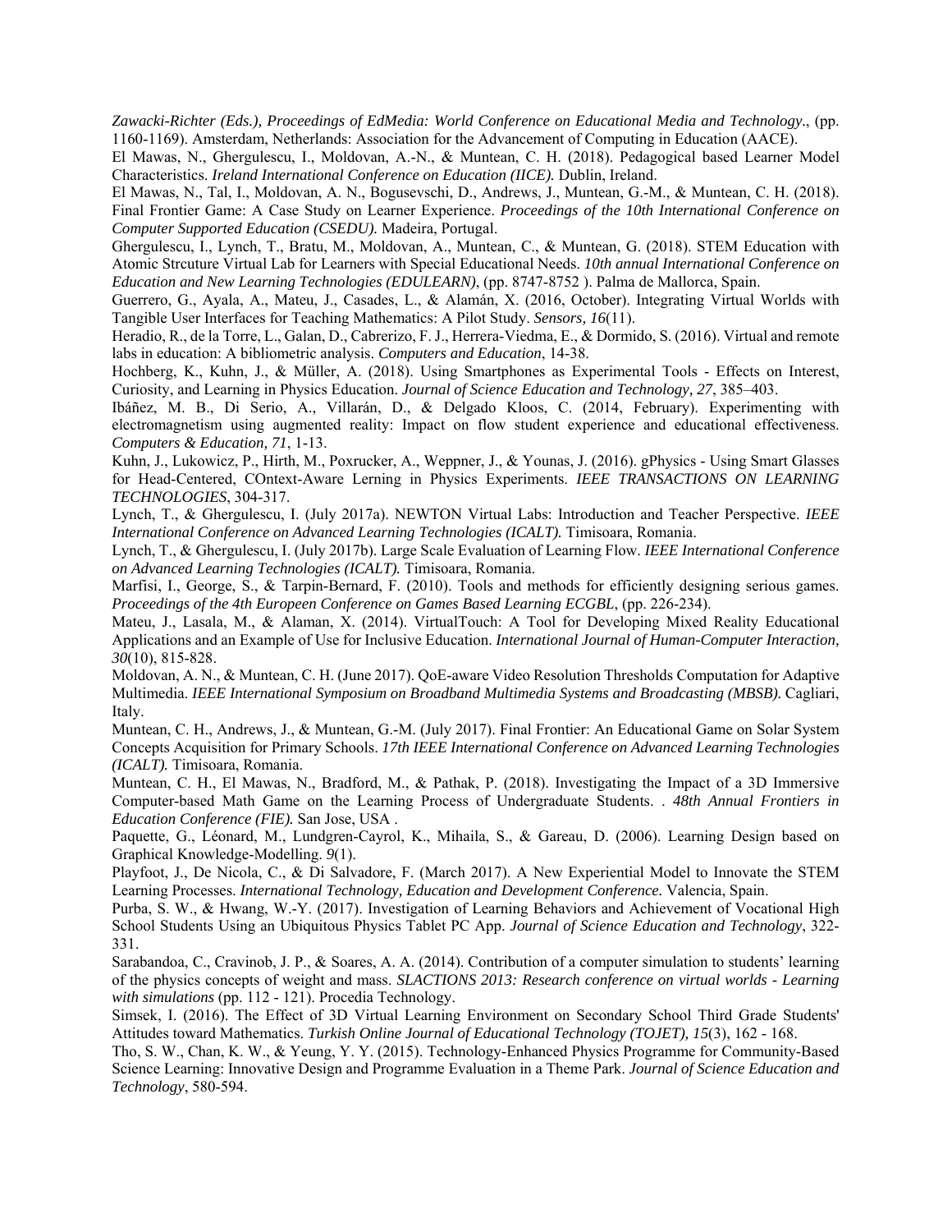Zawacki-Richter (Eds.), *Proceedings of EdMedia: World Conference on Educational Media and Technology.*, (pp. 1160-1169). Amsterdam, Netherlands: Association for the Advancement of Computing in Education (AACE).

El Mawas, N., Ghergulescu, I., Moldovan, A.-N., & Muntean, C. H. (2018). Pedagogical based Learner Model Characteristics. ***Ireland International Conference on Education (IICE).*** Dublin, Ireland.

El Mawas, N., Tal, I., Moldovan, A. N., Bogusevschi, D., Andrews, J., Muntean, G.-M., & Muntean, C. H. (2018). Final Frontier Game: A Case Study on Learner Experience. *Proceedings of the 10th International Conference on Computer Supported Education (CSEDU).* Madeira, Portugal.

Ghergulescu, I., Lynch, T., Bratu, M., Moldovan, A., Muntean, C., & Muntean, G. (2018). STEM Education with Atomic Strcuture Virtual Lab for Learners with Special Educational Needs. *10th annual International Conference on Education and New Learning Technologies (EDULEARN)*, (pp. 8747-8752 ). Palma de Mallorca, Spain.

Guerrero, G., Ayala, A., Mateu, J., Casades, L., & Alamán, X. (2016, October). Integrating Virtual Worlds with Tangible User Interfaces for Teaching Mathematics: A Pilot Study. *Sensors, 16*(11).

Heradio, R., de la Torre, L., Galan, D., Cabrerizo, F. J., Herrera-Viedma, E., & Dormido, S. (2016). Virtual and remote labs in education: A bibliometric analysis. *Computers and Education*, 14-38.

Hochberg, K., Kuhn, J., & Müller, A. (2018). Using Smartphones as Experimental Tools - Effects on Interest, Curiosity, and Learning in Physics Education. *Journal of Science Education and Technology, 27*, 385–403.

Ibáñez, M. B., Di Serio, A., Villarán, D., & Delgado Kloos, C. (2014, February). Experimenting with electromagnetism using augmented reality: Impact on flow student experience and educational effectiveness. *Computers & Education, 71*, 1-13.

Kuhn, J., Lukowicz, P., Hirth, M., Poxrucker, A., Weppner, J., & Younas, J. (2016). gPhysics - Using Smart Glasses for Head-Centered, COntext-Aware Lerning in Physics Experiments. *IEEE TRANSACTIONS ON LEARNING TECHNOLOGIES*, 304-317.

Lynch, T., & Ghergulescu, I. (July 2017a). NEWTON Virtual Labs: Introduction and Teacher Perspective. *IEEE International Conference on Advanced Learning Technologies (ICALT).* Timisoara, Romania.

Lynch, T., & Ghergulescu, I. (July 2017b). Large Scale Evaluation of Learning Flow. *IEEE International Conference on Advanced Learning Technologies (ICALT).* Timisoara, Romania.

Marfisi, I., George, S., & Tarpin-Bernard, F. (2010). Tools and methods for efficiently designing serious games. *Proceedings of the 4th Europeen Conference on Games Based Learning ECGBL*, (pp. 226-234).

Mateu, J., Lasala, M., & Alaman, X. (2014). VirtualTouch: A Tool for Developing Mixed Reality Educational Applications and an Example of Use for Inclusive Education. *International Journal of Human-Computer Interaction, 30*(10), 815-828.

Moldovan, A. N., & Muntean, C. H. (June 2017). QoE-aware Video Resolution Thresholds Computation for Adaptive Multimedia. *IEEE International Symposium on Broadband Multimedia Systems and Broadcasting (MBSB).* Cagliari, Italy.

Muntean, C. H., Andrews, J., & Muntean, G.-M. (July 2017). Final Frontier: An Educational Game on Solar System Concepts Acquisition for Primary Schools. *17th IEEE International Conference on Advanced Learning Technologies (ICALT).* Timisoara, Romania.

Muntean, C. H., El Mawas, N., Bradford, M., & Pathak, P. (2018). Investigating the Impact of a 3D Immersive Computer-based Math Game on the Learning Process of Undergraduate Students. . *48th Annual Frontiers in Education Conference (FIE).* San Jose, USA .

Paquette, G., Léonard, M., Lundgren-Cayrol, K., Mihaila, S., & Gareau, D. (2006). Learning Design based on Graphical Knowledge-Modelling. *9*(1).

Playfoot, J., De Nicola, C., & Di Salvadore, F. (March 2017). A New Experiential Model to Innovate the STEM Learning Processes. *International Technology, Education and Development Conference.* Valencia, Spain.

Purba, S. W., & Hwang, W.-Y. (2017). Investigation of Learning Behaviors and Achievement of Vocational High School Students Using an Ubiquitous Physics Tablet PC App. *Journal of Science Education and Technology*, 322-331.

Sarabandoa, C., Cravinob, J. P., & Soares, A. A. (2014). Contribution of a computer simulation to students' learning of the physics concepts of weight and mass. *SLACTIONS 2013: Research conference on virtual worlds - Learning with simulations* (pp. 112 - 121). Procedia Technology.

Simsek, I. (2016). The Effect of 3D Virtual Learning Environment on Secondary School Third Grade Students' Attitudes toward Mathematics. *Turkish Online Journal of Educational Technology (TOJET), 15*(3), 162 - 168.

Tho, S. W., Chan, K. W., & Yeung, Y. Y. (2015). Technology-Enhanced Physics Programme for Community-Based Science Learning: Innovative Design and Programme Evaluation in a Theme Park. *Journal of Science Education and Technology*, 580-594.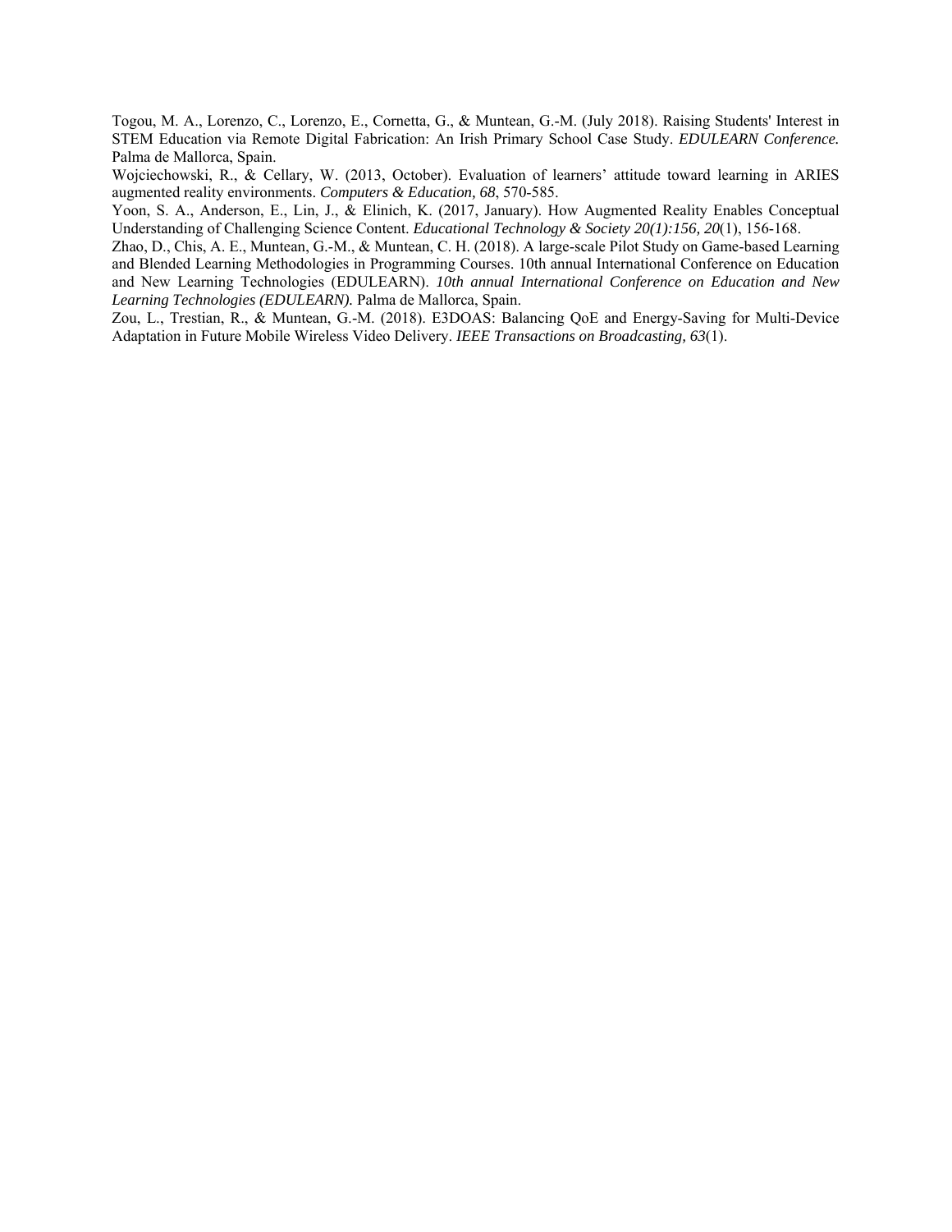Togou, M. A., Lorenzo, C., Lorenzo, E., Cornetta, G., & Muntean, G.-M. (July 2018). Raising Students' Interest in STEM Education via Remote Digital Fabrication: An Irish Primary School Case Study. *EDULEARN Conference.* Palma de Mallorca, Spain.

Wojciechowski, R., & Cellary, W. (2013, October). Evaluation of learners' attitude toward learning in ARIES augmented reality environments. *Computers & Education, 68*, 570-585.

Yoon, S. A., Anderson, E., Lin, J., & Elinich, K. (2017, January). How Augmented Reality Enables Conceptual Understanding of Challenging Science Content. *Educational Technology & Society 20(1):156, 20*(1), 156-168.

Zhao, D., Chis, A. E., Muntean, G.-M., & Muntean, C. H. (2018). A large-scale Pilot Study on Game-based Learning and Blended Learning Methodologies in Programming Courses. 10th annual International Conference on Education and New Learning Technologies (EDULEARN). *10th annual International Conference on Education and New Learning Technologies (EDULEARN).* Palma de Mallorca, Spain.

Zou, L., Trestian, R., & Muntean, G.-M. (2018). E3DOAS: Balancing QoE and Energy-Saving for Multi-Device Adaptation in Future Mobile Wireless Video Delivery. *IEEE Transactions on Broadcasting, 63*(1).